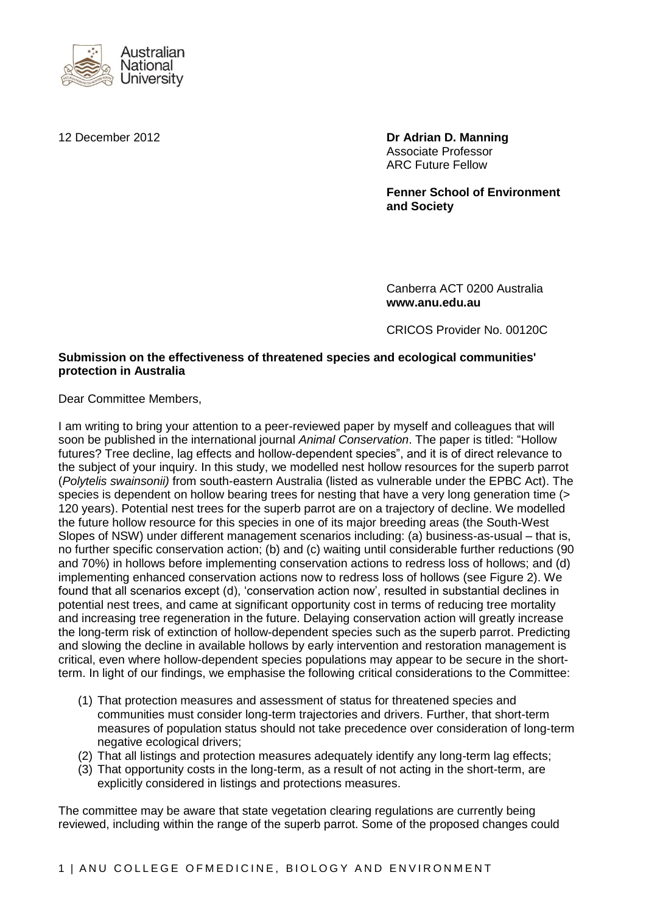Australian National University

12 December 2012

**Dr Adrian D. Manning**
Associate Professor
ARC Future Fellow

**Fenner School of Environment and Society**

Canberra ACT 0200 Australia
**www.anu.edu.au**

CRICOS Provider No. 00120C

**Submission on the effectiveness of threatened species and ecological communities' protection in Australia**

Dear Committee Members,

I am writing to bring your attention to a peer-reviewed paper by myself and colleagues that will soon be published in the international journal *Animal Conservation*. The paper is titled: "Hollow futures? Tree decline, lag effects and hollow-dependent species", and it is of direct relevance to the subject of your inquiry. In this study, we modelled nest hollow resources for the superb parrot (*Polytelis swainsonii)* from south-eastern Australia (listed as vulnerable under the EPBC Act). The species is dependent on hollow bearing trees for nesting that have a very long generation time (> 120 years). Potential nest trees for the superb parrot are on a trajectory of decline. We modelled the future hollow resource for this species in one of its major breeding areas (the South-West Slopes of NSW) under different management scenarios including: (a) business-as-usual – that is, no further specific conservation action; (b) and (c) waiting until considerable further reductions (90 and 70%) in hollows before implementing conservation actions to redress loss of hollows; and (d) implementing enhanced conservation actions now to redress loss of hollows (see Figure 2). We found that all scenarios except (d), 'conservation action now', resulted in substantial declines in potential nest trees, and came at significant opportunity cost in terms of reducing tree mortality and increasing tree regeneration in the future. Delaying conservation action will greatly increase the long-term risk of extinction of hollow-dependent species such as the superb parrot. Predicting and slowing the decline in available hollows by early intervention and restoration management is critical, even where hollow-dependent species populations may appear to be secure in the short-term. In light of our findings, we emphasise the following critical considerations to the Committee:

(1) That protection measures and assessment of status for threatened species and communities must consider long-term trajectories and drivers. Further, that short-term measures of population status should not take precedence over consideration of long-term negative ecological drivers;
(2) That all listings and protection measures adequately identify any long-term lag effects;
(3) That opportunity costs in the long-term, as a result of not acting in the short-term, are explicitly considered in listings and protections measures.

The committee may be aware that state vegetation clearing regulations are currently being reviewed, including within the range of the superb parrot. Some of the proposed changes could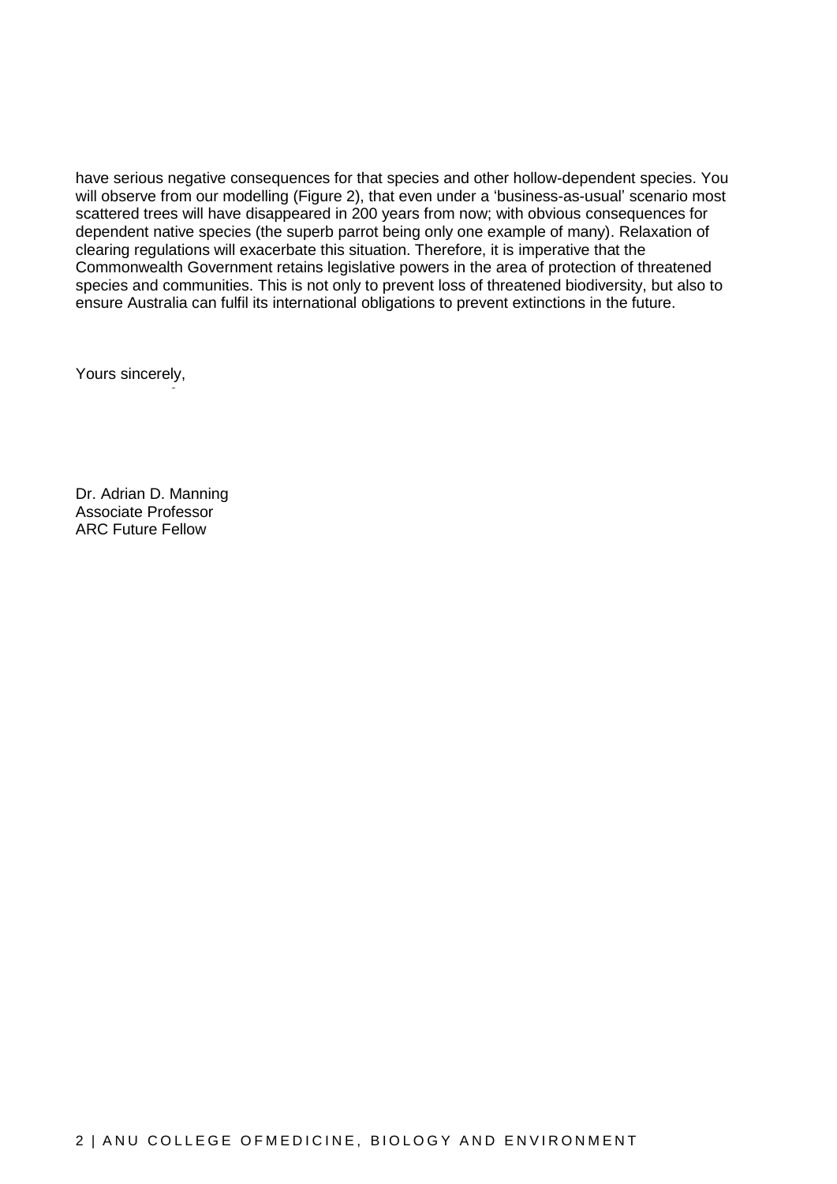have serious negative consequences for that species and other hollow-dependent species. You will observe from our modelling (Figure 2), that even under a 'business-as-usual' scenario most scattered trees will have disappeared in 200 years from now; with obvious consequences for dependent native species (the superb parrot being only one example of many). Relaxation of clearing regulations will exacerbate this situation. Therefore, it is imperative that the Commonwealth Government retains legislative powers in the area of protection of threatened species and communities. This is not only to prevent loss of threatened biodiversity, but also to ensure Australia can fulfil its international obligations to prevent extinctions in the future.

Yours sincerely,

Dr. Adrian D. Manning
Associate Professor
ARC Future Fellow